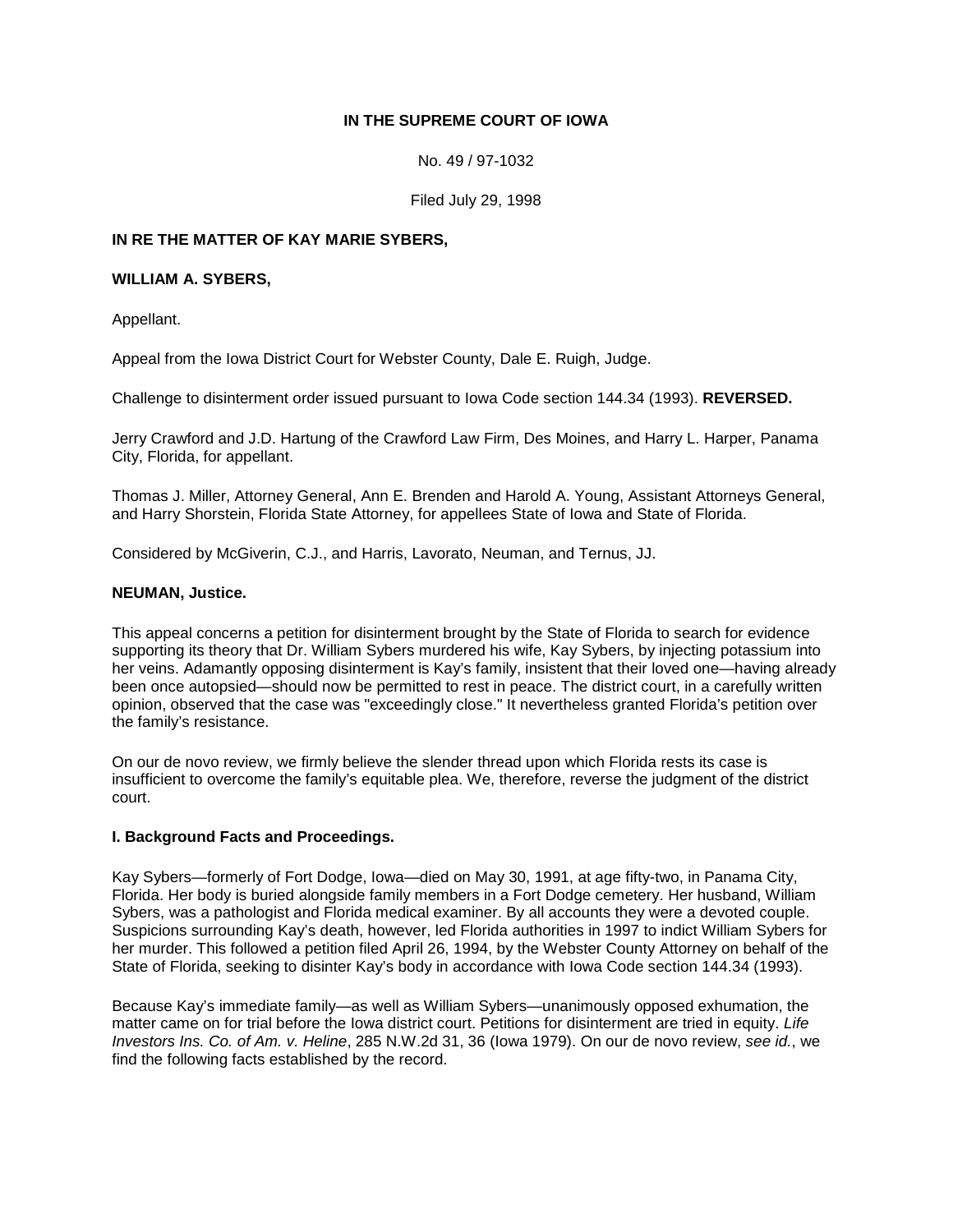**IN THE SUPREME COURT OF IOWA**

No. 49 / 97-1032

Filed July 29, 1998

**IN RE THE MATTER OF KAY MARIE SYBERS,**

**WILLIAM A. SYBERS,**

Appellant.

Appeal from the Iowa District Court for Webster County, Dale E. Ruigh, Judge.

Challenge to disinterment order issued pursuant to Iowa Code section 144.34 (1993). **REVERSED.**

Jerry Crawford and J.D. Hartung of the Crawford Law Firm, Des Moines, and Harry L. Harper, Panama City, Florida, for appellant.

Thomas J. Miller, Attorney General, Ann E. Brenden and Harold A. Young, Assistant Attorneys General, and Harry Shorstein, Florida State Attorney, for appellees State of Iowa and State of Florida.

Considered by McGiverin, C.J., and Harris, Lavorato, Neuman, and Ternus, JJ.

**NEUMAN, Justice.**

This appeal concerns a petition for disinterment brought by the State of Florida to search for evidence supporting its theory that Dr. William Sybers murdered his wife, Kay Sybers, by injecting potassium into her veins. Adamantly opposing disinterment is Kay's family, insistent that their loved one—having already been once autopsied—should now be permitted to rest in peace. The district court, in a carefully written opinion, observed that the case was "exceedingly close." It nevertheless granted Florida's petition over the family's resistance.

On our de novo review, we firmly believe the slender thread upon which Florida rests its case is insufficient to overcome the family's equitable plea. We, therefore, reverse the judgment of the district court.

**I. Background Facts and Proceedings.**

Kay Sybers—formerly of Fort Dodge, Iowa—died on May 30, 1991, at age fifty-two, in Panama City, Florida. Her body is buried alongside family members in a Fort Dodge cemetery. Her husband, William Sybers, was a pathologist and Florida medical examiner. By all accounts they were a devoted couple. Suspicions surrounding Kay's death, however, led Florida authorities in 1997 to indict William Sybers for her murder. This followed a petition filed April 26, 1994, by the Webster County Attorney on behalf of the State of Florida, seeking to disinter Kay's body in accordance with Iowa Code section 144.34 (1993).

Because Kay's immediate family—as well as William Sybers—unanimously opposed exhumation, the matter came on for trial before the Iowa district court. Petitions for disinterment are tried in equity. *Life Investors Ins. Co. of Am. v. Heline*, 285 N.W.2d 31, 36 (Iowa 1979). On our de novo review, *see id.*, we find the following facts established by the record.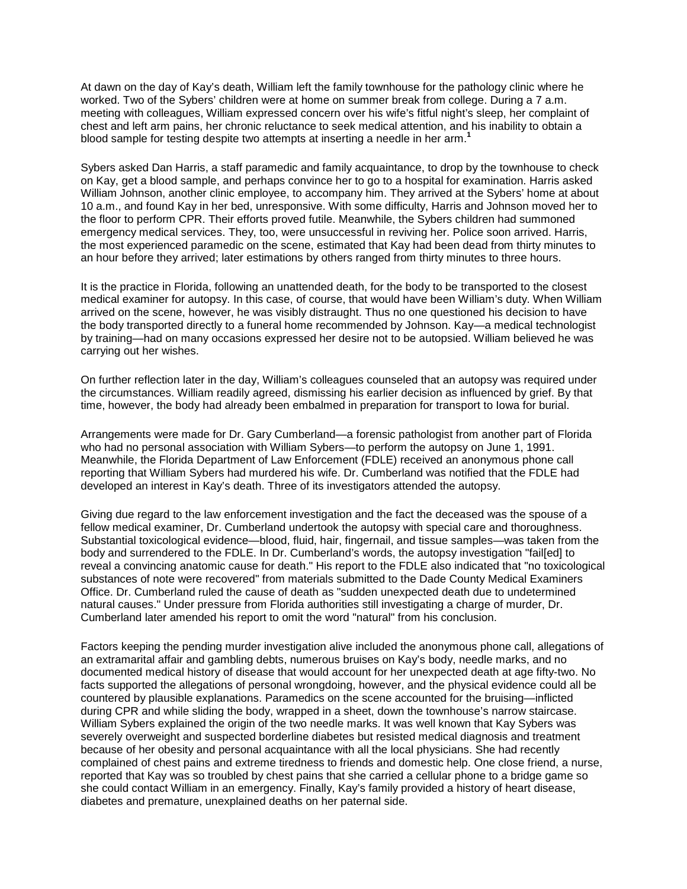At dawn on the day of Kay's death, William left the family townhouse for the pathology clinic where he worked. Two of the Sybers' children were at home on summer break from college. During a 7 a.m. meeting with colleagues, William expressed concern over his wife's fitful night's sleep, her complaint of chest and left arm pains, her chronic reluctance to seek medical attention, and his inability to obtain a blood sample for testing despite two attempts at inserting a needle in her arm.[1]

Sybers asked Dan Harris, a staff paramedic and family acquaintance, to drop by the townhouse to check on Kay, get a blood sample, and perhaps convince her to go to a hospital for examination. Harris asked William Johnson, another clinic employee, to accompany him. They arrived at the Sybers' home at about 10 a.m., and found Kay in her bed, unresponsive. With some difficulty, Harris and Johnson moved her to the floor to perform CPR. Their efforts proved futile. Meanwhile, the Sybers children had summoned emergency medical services. They, too, were unsuccessful in reviving her. Police soon arrived. Harris, the most experienced paramedic on the scene, estimated that Kay had been dead from thirty minutes to an hour before they arrived; later estimations by others ranged from thirty minutes to three hours.

It is the practice in Florida, following an unattended death, for the body to be transported to the closest medical examiner for autopsy. In this case, of course, that would have been William's duty. When William arrived on the scene, however, he was visibly distraught. Thus no one questioned his decision to have the body transported directly to a funeral home recommended by Johnson. Kay—a medical technologist by training—had on many occasions expressed her desire not to be autopsied. William believed he was carrying out her wishes.

On further reflection later in the day, William's colleagues counseled that an autopsy was required under the circumstances. William readily agreed, dismissing his earlier decision as influenced by grief. By that time, however, the body had already been embalmed in preparation for transport to Iowa for burial.

Arrangements were made for Dr. Gary Cumberland—a forensic pathologist from another part of Florida who had no personal association with William Sybers—to perform the autopsy on June 1, 1991. Meanwhile, the Florida Department of Law Enforcement (FDLE) received an anonymous phone call reporting that William Sybers had murdered his wife. Dr. Cumberland was notified that the FDLE had developed an interest in Kay's death. Three of its investigators attended the autopsy.

Giving due regard to the law enforcement investigation and the fact the deceased was the spouse of a fellow medical examiner, Dr. Cumberland undertook the autopsy with special care and thoroughness. Substantial toxicological evidence—blood, fluid, hair, fingernail, and tissue samples—was taken from the body and surrendered to the FDLE. In Dr. Cumberland's words, the autopsy investigation "fail[ed] to reveal a convincing anatomic cause for death." His report to the FDLE also indicated that "no toxicological substances of note were recovered" from materials submitted to the Dade County Medical Examiners Office. Dr. Cumberland ruled the cause of death as "sudden unexpected death due to undetermined natural causes." Under pressure from Florida authorities still investigating a charge of murder, Dr. Cumberland later amended his report to omit the word "natural" from his conclusion.

Factors keeping the pending murder investigation alive included the anonymous phone call, allegations of an extramarital affair and gambling debts, numerous bruises on Kay's body, needle marks, and no documented medical history of disease that would account for her unexpected death at age fifty-two. No facts supported the allegations of personal wrongdoing, however, and the physical evidence could all be countered by plausible explanations. Paramedics on the scene accounted for the bruising—inflicted during CPR and while sliding the body, wrapped in a sheet, down the townhouse's narrow staircase. William Sybers explained the origin of the two needle marks. It was well known that Kay Sybers was severely overweight and suspected borderline diabetes but resisted medical diagnosis and treatment because of her obesity and personal acquaintance with all the local physicians. She had recently complained of chest pains and extreme tiredness to friends and domestic help. One close friend, a nurse, reported that Kay was so troubled by chest pains that she carried a cellular phone to a bridge game so she could contact William in an emergency. Finally, Kay's family provided a history of heart disease, diabetes and premature, unexplained deaths on her paternal side.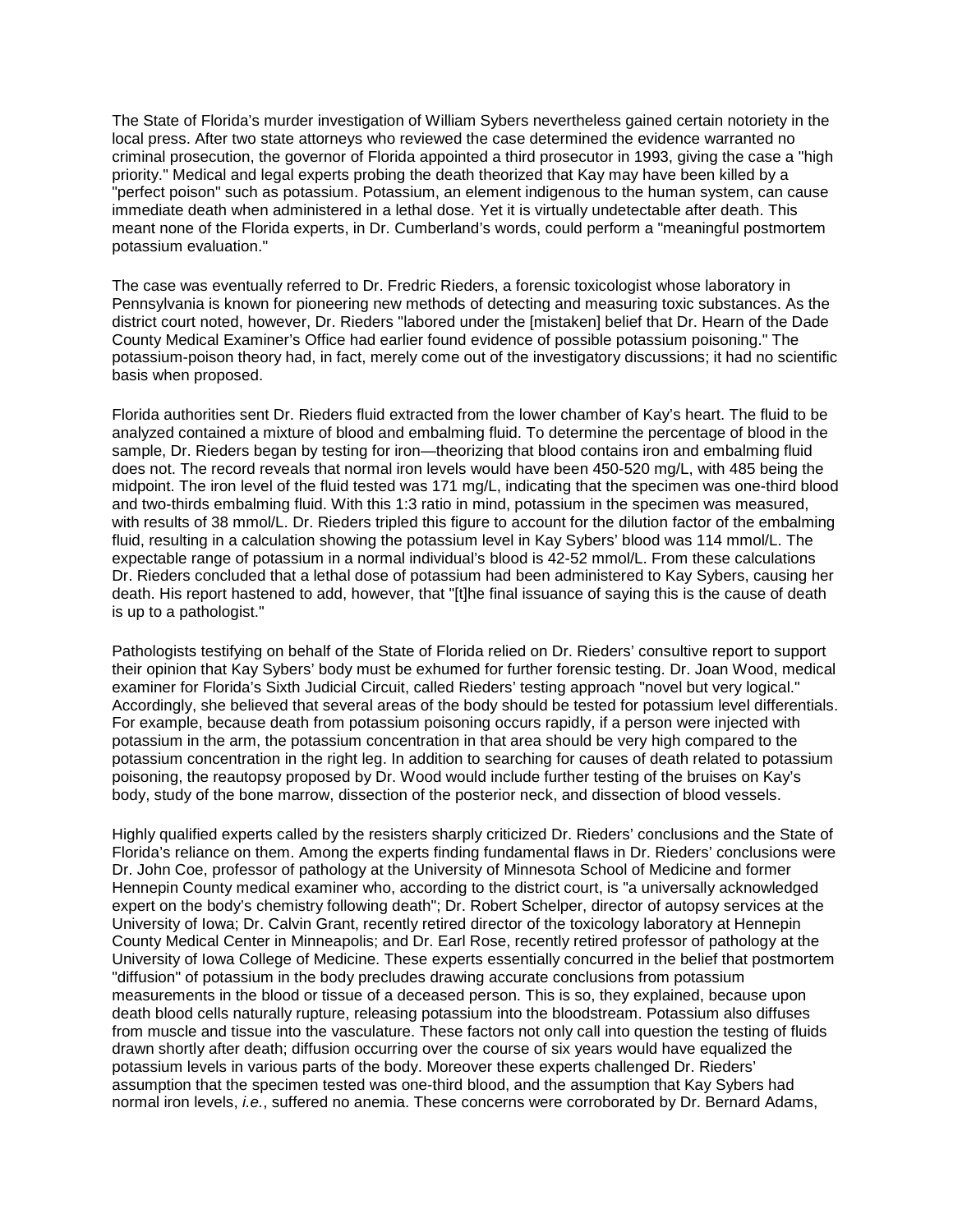The State of Florida's murder investigation of William Sybers nevertheless gained certain notoriety in the local press. After two state attorneys who reviewed the case determined the evidence warranted no criminal prosecution, the governor of Florida appointed a third prosecutor in 1993, giving the case a "high priority." Medical and legal experts probing the death theorized that Kay may have been killed by a "perfect poison" such as potassium. Potassium, an element indigenous to the human system, can cause immediate death when administered in a lethal dose. Yet it is virtually undetectable after death. This meant none of the Florida experts, in Dr. Cumberland's words, could perform a "meaningful postmortem potassium evaluation."

The case was eventually referred to Dr. Fredric Rieders, a forensic toxicologist whose laboratory in Pennsylvania is known for pioneering new methods of detecting and measuring toxic substances. As the district court noted, however, Dr. Rieders "labored under the [mistaken] belief that Dr. Hearn of the Dade County Medical Examiner's Office had earlier found evidence of possible potassium poisoning." The potassium-poison theory had, in fact, merely come out of the investigatory discussions; it had no scientific basis when proposed.

Florida authorities sent Dr. Rieders fluid extracted from the lower chamber of Kay's heart. The fluid to be analyzed contained a mixture of blood and embalming fluid. To determine the percentage of blood in the sample, Dr. Rieders began by testing for iron—theorizing that blood contains iron and embalming fluid does not. The record reveals that normal iron levels would have been 450-520 mg/L, with 485 being the midpoint. The iron level of the fluid tested was 171 mg/L, indicating that the specimen was one-third blood and two-thirds embalming fluid. With this 1:3 ratio in mind, potassium in the specimen was measured, with results of 38 mmol/L. Dr. Rieders tripled this figure to account for the dilution factor of the embalming fluid, resulting in a calculation showing the potassium level in Kay Sybers' blood was 114 mmol/L. The expectable range of potassium in a normal individual's blood is 42-52 mmol/L. From these calculations Dr. Rieders concluded that a lethal dose of potassium had been administered to Kay Sybers, causing her death. His report hastened to add, however, that "[t]he final issuance of saying this is the cause of death is up to a pathologist."

Pathologists testifying on behalf of the State of Florida relied on Dr. Rieders' consultive report to support their opinion that Kay Sybers' body must be exhumed for further forensic testing. Dr. Joan Wood, medical examiner for Florida's Sixth Judicial Circuit, called Rieders' testing approach "novel but very logical." Accordingly, she believed that several areas of the body should be tested for potassium level differentials. For example, because death from potassium poisoning occurs rapidly, if a person were injected with potassium in the arm, the potassium concentration in that area should be very high compared to the potassium concentration in the right leg. In addition to searching for causes of death related to potassium poisoning, the reautopsy proposed by Dr. Wood would include further testing of the bruises on Kay's body, study of the bone marrow, dissection of the posterior neck, and dissection of blood vessels.

Highly qualified experts called by the resisters sharply criticized Dr. Rieders' conclusions and the State of Florida's reliance on them. Among the experts finding fundamental flaws in Dr. Rieders' conclusions were Dr. John Coe, professor of pathology at the University of Minnesota School of Medicine and former Hennepin County medical examiner who, according to the district court, is "a universally acknowledged expert on the body's chemistry following death"; Dr. Robert Schelper, director of autopsy services at the University of Iowa; Dr. Calvin Grant, recently retired director of the toxicology laboratory at Hennepin County Medical Center in Minneapolis; and Dr. Earl Rose, recently retired professor of pathology at the University of Iowa College of Medicine. These experts essentially concurred in the belief that postmortem "diffusion" of potassium in the body precludes drawing accurate conclusions from potassium measurements in the blood or tissue of a deceased person. This is so, they explained, because upon death blood cells naturally rupture, releasing potassium into the bloodstream. Potassium also diffuses from muscle and tissue into the vasculature. These factors not only call into question the testing of fluids drawn shortly after death; diffusion occurring over the course of six years would have equalized the potassium levels in various parts of the body. Moreover these experts challenged Dr. Rieders' assumption that the specimen tested was one-third blood, and the assumption that Kay Sybers had normal iron levels, *i.e.*, suffered no anemia. These concerns were corroborated by Dr. Bernard Adams,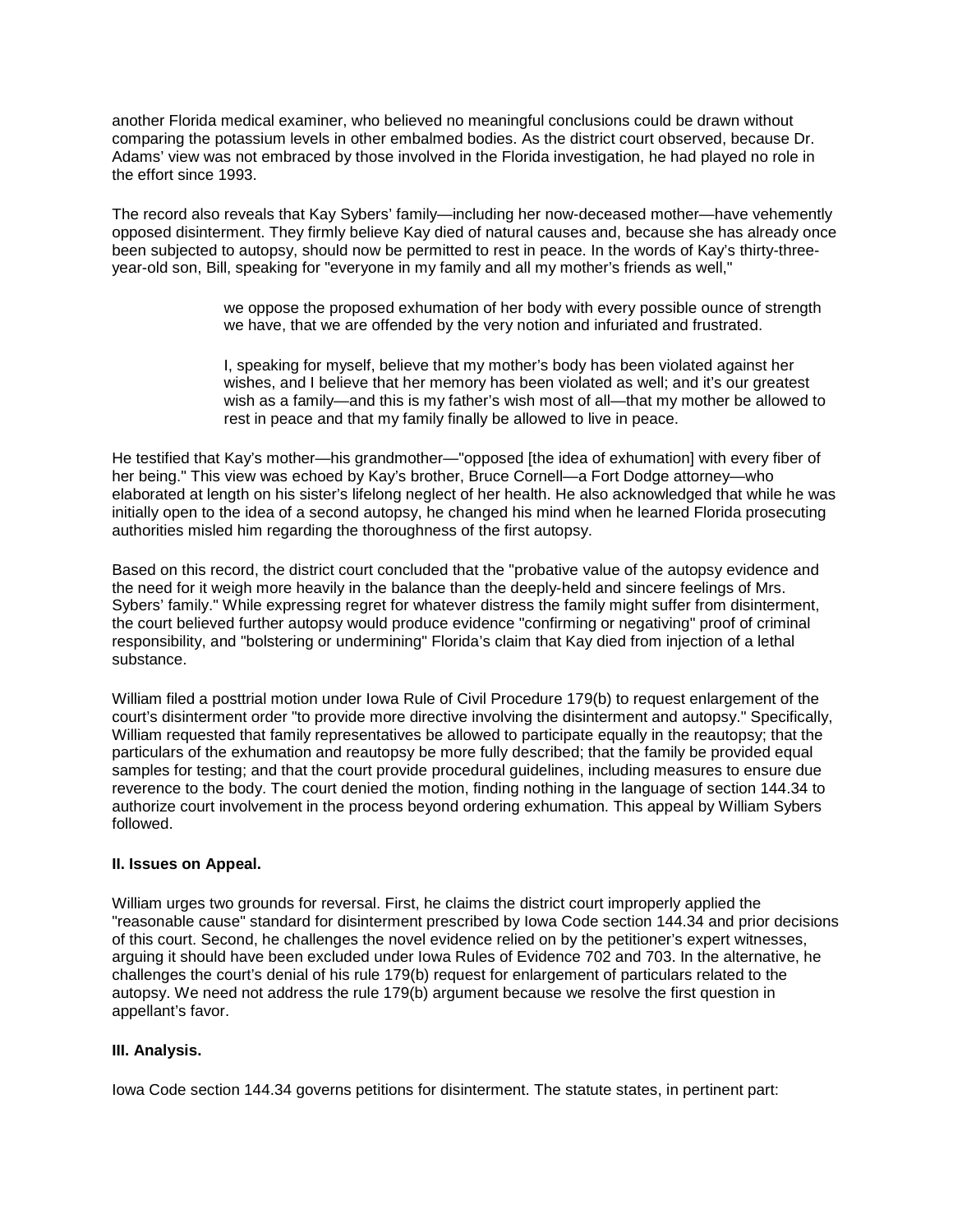another Florida medical examiner, who believed no meaningful conclusions could be drawn without comparing the potassium levels in other embalmed bodies. As the district court observed, because Dr. Adams' view was not embraced by those involved in the Florida investigation, he had played no role in the effort since 1993.

The record also reveals that Kay Sybers' family—including her now-deceased mother—have vehemently opposed disinterment. They firmly believe Kay died of natural causes and, because she has already once been subjected to autopsy, should now be permitted to rest in peace. In the words of Kay's thirty-three-year-old son, Bill, speaking for "everyone in my family and all my mother's friends as well,"

> we oppose the proposed exhumation of her body with every possible ounce of strength we have, that we are offended by the very notion and infuriated and frustrated.
>
> I, speaking for myself, believe that my mother's body has been violated against her wishes, and I believe that her memory has been violated as well; and it's our greatest wish as a family—and this is my father's wish most of all—that my mother be allowed to rest in peace and that my family finally be allowed to live in peace.

He testified that Kay's mother—his grandmother—"opposed [the idea of exhumation] with every fiber of her being." This view was echoed by Kay's brother, Bruce Cornell—a Fort Dodge attorney—who elaborated at length on his sister's lifelong neglect of her health. He also acknowledged that while he was initially open to the idea of a second autopsy, he changed his mind when he learned Florida prosecuting authorities misled him regarding the thoroughness of the first autopsy.

Based on this record, the district court concluded that the "probative value of the autopsy evidence and the need for it weigh more heavily in the balance than the deeply-held and sincere feelings of Mrs. Sybers' family." While expressing regret for whatever distress the family might suffer from disinterment, the court believed further autopsy would produce evidence "confirming or negativing" proof of criminal responsibility, and "bolstering or undermining" Florida's claim that Kay died from injection of a lethal substance.

William filed a posttrial motion under Iowa Rule of Civil Procedure 179(b) to request enlargement of the court's disinterment order "to provide more directive involving the disinterment and autopsy." Specifically, William requested that family representatives be allowed to participate equally in the reautopsy; that the particulars of the exhumation and reautopsy be more fully described; that the family be provided equal samples for testing; and that the court provide procedural guidelines, including measures to ensure due reverence to the body. The court denied the motion, finding nothing in the language of section 144.34 to authorize court involvement in the process beyond ordering exhumation. This appeal by William Sybers followed.

**II. Issues on Appeal.**

William urges two grounds for reversal. First, he claims the district court improperly applied the "reasonable cause" standard for disinterment prescribed by Iowa Code section 144.34 and prior decisions of this court. Second, he challenges the novel evidence relied on by the petitioner's expert witnesses, arguing it should have been excluded under Iowa Rules of Evidence 702 and 703. In the alternative, he challenges the court's denial of his rule 179(b) request for enlargement of particulars related to the autopsy. We need not address the rule 179(b) argument because we resolve the first question in appellant's favor.

**III. Analysis.**

Iowa Code section 144.34 governs petitions for disinterment. The statute states, in pertinent part: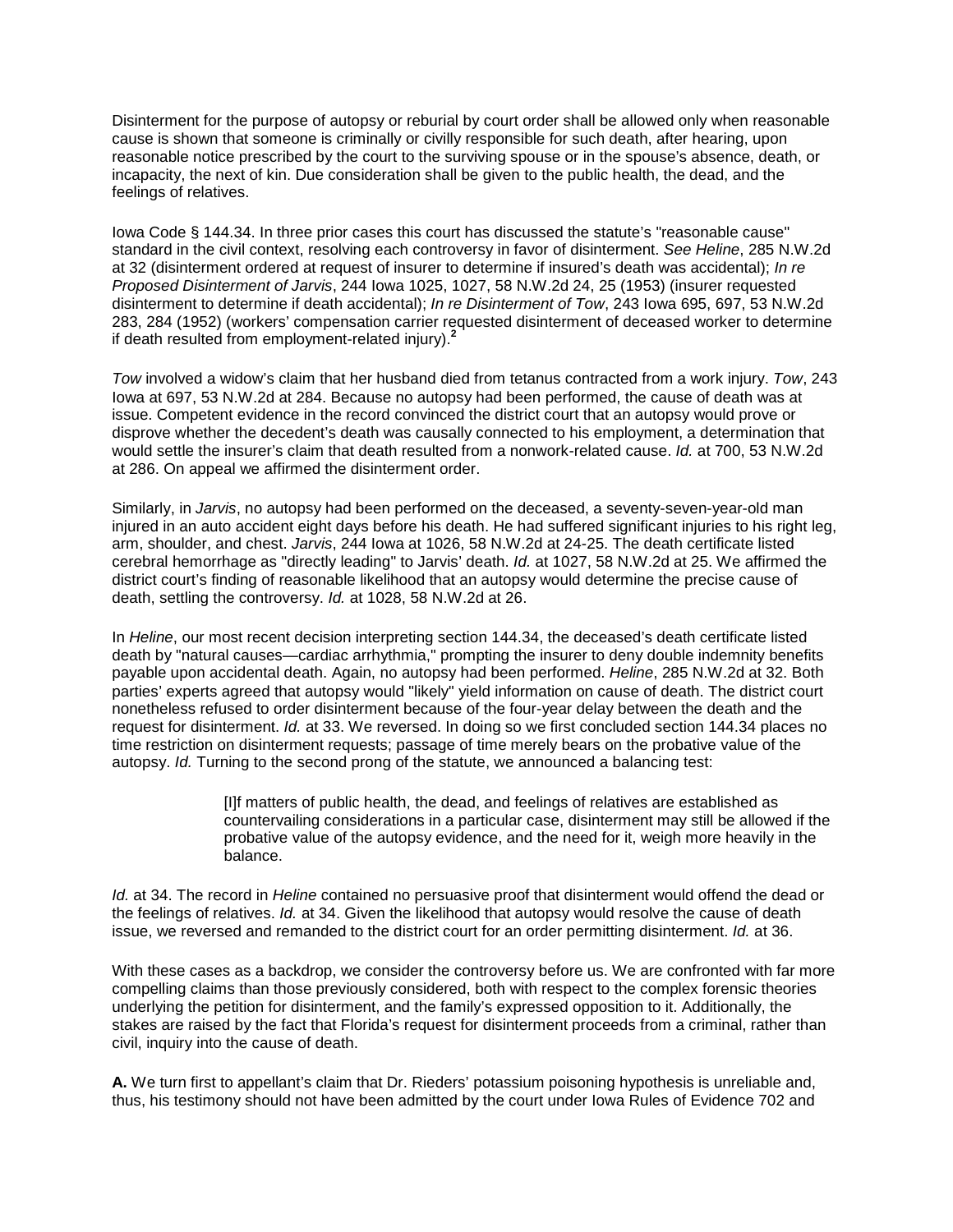Disinterment for the purpose of autopsy or reburial by court order shall be allowed only when reasonable cause is shown that someone is criminally or civilly responsible for such death, after hearing, upon reasonable notice prescribed by the court to the surviving spouse or in the spouse's absence, death, or incapacity, the next of kin. Due consideration shall be given to the public health, the dead, and the feelings of relatives.

Iowa Code § 144.34. In three prior cases this court has discussed the statute's "reasonable cause" standard in the civil context, resolving each controversy in favor of disinterment. *See Heline*, 285 N.W.2d at 32 (disinterment ordered at request of insurer to determine if insured's death was accidental); *In re Proposed Disinterment of Jarvis*, 244 Iowa 1025, 1027, 58 N.W.2d 24, 25 (1953) (insurer requested disinterment to determine if death accidental); *In re Disinterment of Tow*, 243 Iowa 695, 697, 53 N.W.2d 283, 284 (1952) (workers' compensation carrier requested disinterment of deceased worker to determine if death resulted from employment-related injury).[2]

*Tow* involved a widow's claim that her husband died from tetanus contracted from a work injury. *Tow*, 243 Iowa at 697, 53 N.W.2d at 284. Because no autopsy had been performed, the cause of death was at issue. Competent evidence in the record convinced the district court that an autopsy would prove or disprove whether the decedent's death was causally connected to his employment, a determination that would settle the insurer's claim that death resulted from a nonwork-related cause. *Id.* at 700, 53 N.W.2d at 286. On appeal we affirmed the disinterment order.

Similarly, in *Jarvis*, no autopsy had been performed on the deceased, a seventy-seven-year-old man injured in an auto accident eight days before his death. He had suffered significant injuries to his right leg, arm, shoulder, and chest. *Jarvis*, 244 Iowa at 1026, 58 N.W.2d at 24-25. The death certificate listed cerebral hemorrhage as "directly leading" to Jarvis' death. *Id.* at 1027, 58 N.W.2d at 25. We affirmed the district court's finding of reasonable likelihood that an autopsy would determine the precise cause of death, settling the controversy. *Id.* at 1028, 58 N.W.2d at 26.

In *Heline*, our most recent decision interpreting section 144.34, the deceased's death certificate listed death by "natural causes—cardiac arrhythmia," prompting the insurer to deny double indemnity benefits payable upon accidental death. Again, no autopsy had been performed. *Heline*, 285 N.W.2d at 32. Both parties' experts agreed that autopsy would "likely" yield information on cause of death. The district court nonetheless refused to order disinterment because of the four-year delay between the death and the request for disinterment. *Id.* at 33. We reversed. In doing so we first concluded section 144.34 places no time restriction on disinterment requests; passage of time merely bears on the probative value of the autopsy. *Id.* Turning to the second prong of the statute, we announced a balancing test:

> [I]f matters of public health, the dead, and feelings of relatives are established as countervailing considerations in a particular case, disinterment may still be allowed if the probative value of the autopsy evidence, and the need for it, weigh more heavily in the balance.

*Id.* at 34. The record in *Heline* contained no persuasive proof that disinterment would offend the dead or the feelings of relatives. *Id.* at 34. Given the likelihood that autopsy would resolve the cause of death issue, we reversed and remanded to the district court for an order permitting disinterment. *Id.* at 36.

With these cases as a backdrop, we consider the controversy before us. We are confronted with far more compelling claims than those previously considered, both with respect to the complex forensic theories underlying the petition for disinterment, and the family's expressed opposition to it. Additionally, the stakes are raised by the fact that Florida's request for disinterment proceeds from a criminal, rather than civil, inquiry into the cause of death.

**A.** We turn first to appellant's claim that Dr. Rieders' potassium poisoning hypothesis is unreliable and, thus, his testimony should not have been admitted by the court under Iowa Rules of Evidence 702 and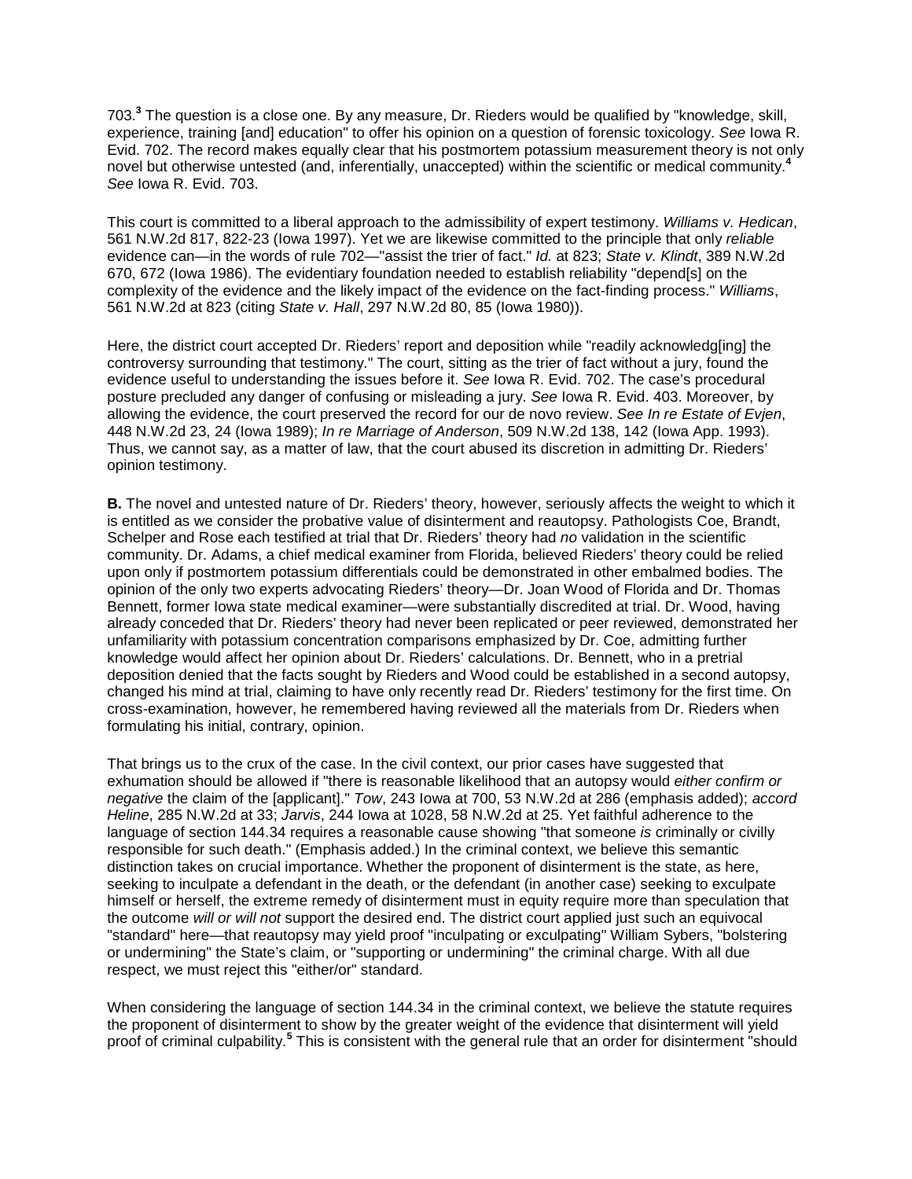703.[3] The question is a close one. By any measure, Dr. Rieders would be qualified by "knowledge, skill, experience, training [and] education" to offer his opinion on a question of forensic toxicology. *See* Iowa R. Evid. 702. The record makes equally clear that his postmortem potassium measurement theory is not only novel but otherwise untested (and, inferentially, unaccepted) within the scientific or medical community.[4] *See* Iowa R. Evid. 703.

This court is committed to a liberal approach to the admissibility of expert testimony. *Williams v. Hedican*, 561 N.W.2d 817, 822-23 (Iowa 1997). Yet we are likewise committed to the principle that only *reliable* evidence can—in the words of rule 702—"assist the trier of fact." *Id.* at 823; *State v. Klindt*, 389 N.W.2d 670, 672 (Iowa 1986). The evidentiary foundation needed to establish reliability "depend[s] on the complexity of the evidence and the likely impact of the evidence on the fact-finding process." *Williams*, 561 N.W.2d at 823 (citing *State v. Hall*, 297 N.W.2d 80, 85 (Iowa 1980)).

Here, the district court accepted Dr. Rieders' report and deposition while "readily acknowledg[ing] the controversy surrounding that testimony." The court, sitting as the trier of fact without a jury, found the evidence useful to understanding the issues before it. *See* Iowa R. Evid. 702. The case's procedural posture precluded any danger of confusing or misleading a jury. *See* Iowa R. Evid. 403. Moreover, by allowing the evidence, the court preserved the record for our de novo review. *See In re Estate of Evjen*, 448 N.W.2d 23, 24 (Iowa 1989); *In re Marriage of Anderson*, 509 N.W.2d 138, 142 (Iowa App. 1993). Thus, we cannot say, as a matter of law, that the court abused its discretion in admitting Dr. Rieders' opinion testimony.

**B.** The novel and untested nature of Dr. Rieders' theory, however, seriously affects the weight to which it is entitled as we consider the probative value of disinterment and reautopsy. Pathologists Coe, Brandt, Schelper and Rose each testified at trial that Dr. Rieders' theory had *no* validation in the scientific community. Dr. Adams, a chief medical examiner from Florida, believed Rieders' theory could be relied upon only if postmortem potassium differentials could be demonstrated in other embalmed bodies. The opinion of the only two experts advocating Rieders' theory—Dr. Joan Wood of Florida and Dr. Thomas Bennett, former Iowa state medical examiner—were substantially discredited at trial. Dr. Wood, having already conceded that Dr. Rieders' theory had never been replicated or peer reviewed, demonstrated her unfamiliarity with potassium concentration comparisons emphasized by Dr. Coe, admitting further knowledge would affect her opinion about Dr. Rieders' calculations. Dr. Bennett, who in a pretrial deposition denied that the facts sought by Rieders and Wood could be established in a second autopsy, changed his mind at trial, claiming to have only recently read Dr. Rieders' testimony for the first time. On cross-examination, however, he remembered having reviewed all the materials from Dr. Rieders when formulating his initial, contrary, opinion.

That brings us to the crux of the case. In the civil context, our prior cases have suggested that exhumation should be allowed if "there is reasonable likelihood that an autopsy would *either confirm or negative* the claim of the [applicant]." *Tow*, 243 Iowa at 700, 53 N.W.2d at 286 (emphasis added); *accord Heline*, 285 N.W.2d at 33; *Jarvis*, 244 Iowa at 1028, 58 N.W.2d at 25. Yet faithful adherence to the language of section 144.34 requires a reasonable cause showing "that someone *is* criminally or civilly responsible for such death." (Emphasis added.) In the criminal context, we believe this semantic distinction takes on crucial importance. Whether the proponent of disinterment is the state, as here, seeking to inculpate a defendant in the death, or the defendant (in another case) seeking to exculpate himself or herself, the extreme remedy of disinterment must in equity require more than speculation that the outcome *will or will not* support the desired end. The district court applied just such an equivocal "standard" here—that reautopsy may yield proof "inculpating or exculpating" William Sybers, "bolstering or undermining" the State's claim, or "supporting or undermining" the criminal charge. With all due respect, we must reject this "either/or" standard.

When considering the language of section 144.34 in the criminal context, we believe the statute requires the proponent of disinterment to show by the greater weight of the evidence that disinterment will yield proof of criminal culpability.[5] This is consistent with the general rule that an order for disinterment "should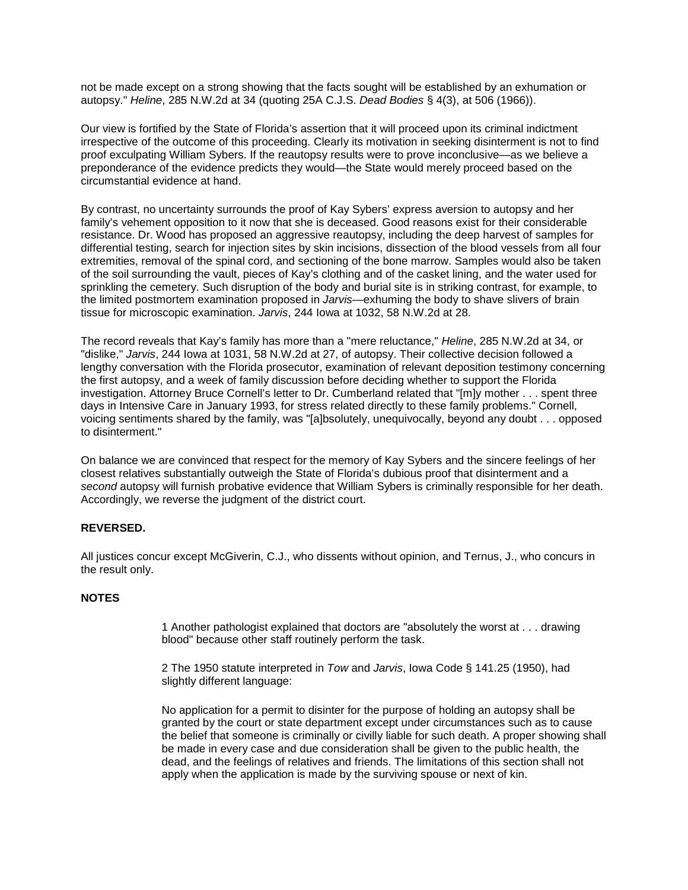not be made except on a strong showing that the facts sought will be established by an exhumation or autopsy." *Heline*, 285 N.W.2d at 34 (quoting 25A C.J.S. *Dead Bodies* § 4(3), at 506 (1966)).

Our view is fortified by the State of Florida's assertion that it will proceed upon its criminal indictment irrespective of the outcome of this proceeding. Clearly its motivation in seeking disinterment is not to find proof exculpating William Sybers. If the reautopsy results were to prove inconclusive—as we believe a preponderance of the evidence predicts they would—the State would merely proceed based on the circumstantial evidence at hand.

By contrast, no uncertainty surrounds the proof of Kay Sybers' express aversion to autopsy and her family's vehement opposition to it now that she is deceased. Good reasons exist for their considerable resistance. Dr. Wood has proposed an aggressive reautopsy, including the deep harvest of samples for differential testing, search for injection sites by skin incisions, dissection of the blood vessels from all four extremities, removal of the spinal cord, and sectioning of the bone marrow. Samples would also be taken of the soil surrounding the vault, pieces of Kay's clothing and of the casket lining, and the water used for sprinkling the cemetery. Such disruption of the body and burial site is in striking contrast, for example, to the limited postmortem examination proposed in *Jarvis*—exhuming the body to shave slivers of brain tissue for microscopic examination. *Jarvis*, 244 Iowa at 1032, 58 N.W.2d at 28.

The record reveals that Kay's family has more than a "mere reluctance," *Heline*, 285 N.W.2d at 34, or "dislike," *Jarvis*, 244 Iowa at 1031, 58 N.W.2d at 27, of autopsy. Their collective decision followed a lengthy conversation with the Florida prosecutor, examination of relevant deposition testimony concerning the first autopsy, and a week of family discussion before deciding whether to support the Florida investigation. Attorney Bruce Cornell's letter to Dr. Cumberland related that "[m]y mother . . . spent three days in Intensive Care in January 1993, for stress related directly to these family problems." Cornell, voicing sentiments shared by the family, was "[a]bsolutely, unequivocally, beyond any doubt . . . opposed to disinterment."

On balance we are convinced that respect for the memory of Kay Sybers and the sincere feelings of her closest relatives substantially outweigh the State of Florida's dubious proof that disinterment and a *second* autopsy will furnish probative evidence that William Sybers is criminally responsible for her death. Accordingly, we reverse the judgment of the district court.

**REVERSED.**

All justices concur except McGiverin, C.J., who dissents without opinion, and Ternus, J., who concurs in the result only.

**NOTES**

1 Another pathologist explained that doctors are "absolutely the worst at . . . drawing blood" because other staff routinely perform the task.

2 The 1950 statute interpreted in *Tow* and *Jarvis*, Iowa Code § 141.25 (1950), had slightly different language:

> No application for a permit to disinter for the purpose of holding an autopsy shall be granted by the court or state department except under circumstances such as to cause the belief that someone is criminally or civilly liable for such death. A proper showing shall be made in every case and due consideration shall be given to the public health, the dead, and the feelings of relatives and friends. The limitations of this section shall not apply when the application is made by the surviving spouse or next of kin.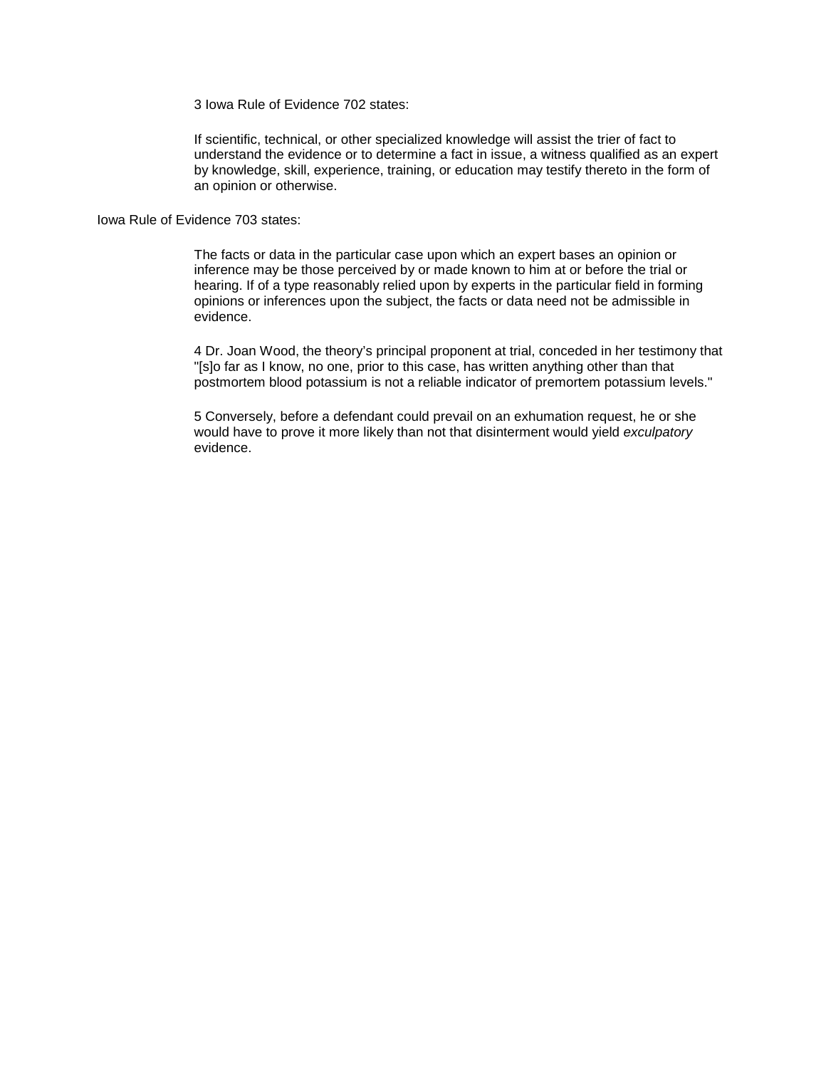3 Iowa Rule of Evidence 702 states:

> If scientific, technical, or other specialized knowledge will assist the trier of fact to understand the evidence or to determine a fact in issue, a witness qualified as an expert by knowledge, skill, experience, training, or education may testify thereto in the form of an opinion or otherwise.

Iowa Rule of Evidence 703 states:

> The facts or data in the particular case upon which an expert bases an opinion or inference may be those perceived by or made known to him at or before the trial or hearing. If of a type reasonably relied upon by experts in the particular field in forming opinions or inferences upon the subject, the facts or data need not be admissible in evidence.

4 Dr. Joan Wood, the theory's principal proponent at trial, conceded in her testimony that "[s]o far as I know, no one, prior to this case, has written anything other than that postmortem blood potassium is not a reliable indicator of premortem potassium levels."

5 Conversely, before a defendant could prevail on an exhumation request, he or she would have to prove it more likely than not that disinterment would yield *exculpatory* evidence.